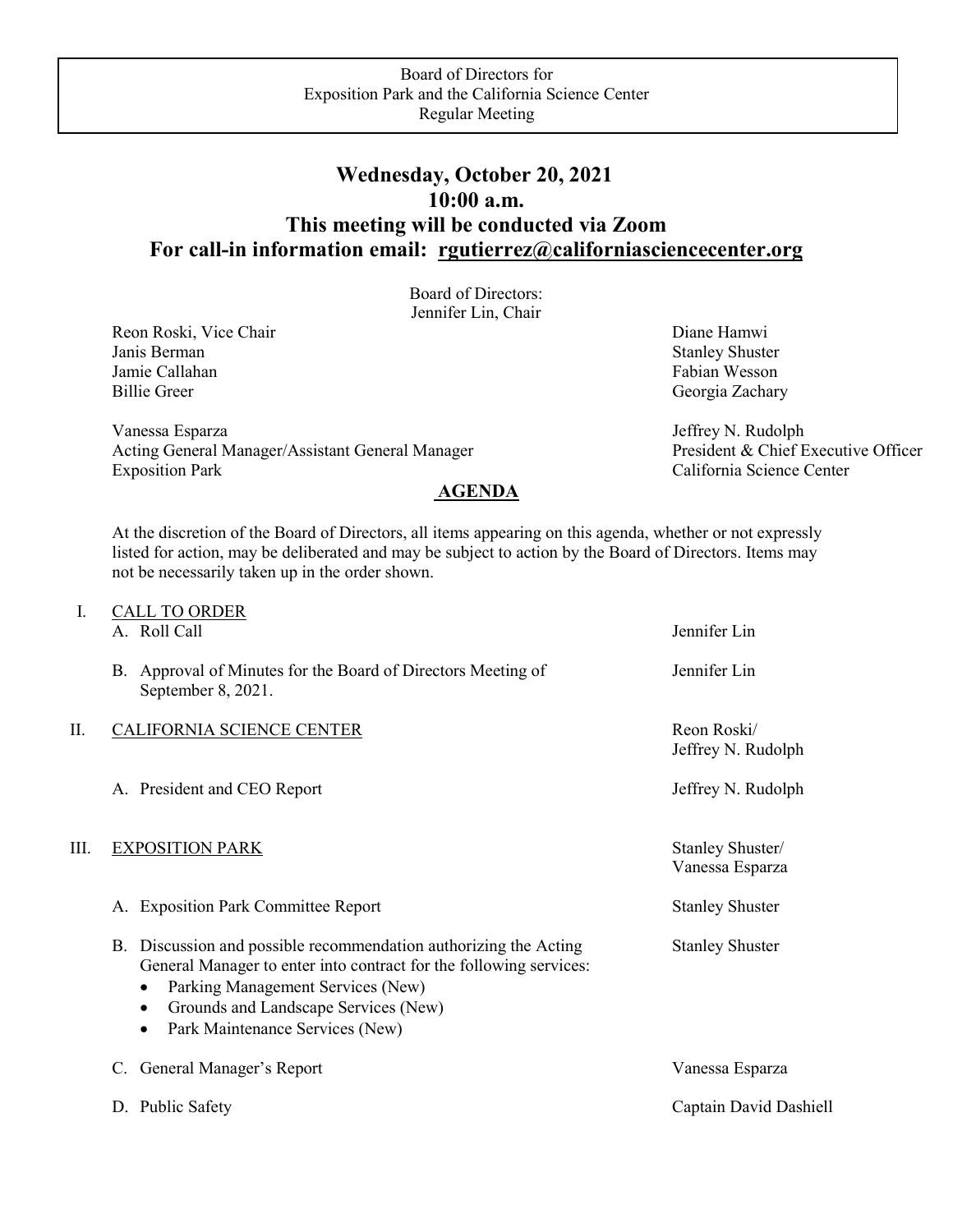Board of Directors for
Exposition Park and the California Science Center
Regular Meeting

# Wednesday, October 20, 2021
# 10:00 a.m.
# This meeting will be conducted via Zoom
# For call-in information email: rgutierrez@californiasciencecenter.org

Board of Directors:
Jennifer Lin, Chair

| | |
|---|---|
| Reon Roski, Vice Chair | Diane Hamwi |
| Janis Berman | Stanley Shuster |
| Jamie Callahan | Fabian Wesson |
| Billie Greer | Georgia Zachary |

| | |
|---|---|
| Vanessa Esparza<br>Acting General Manager/Assistant General Manager<br>Exposition Park | Jeffrey N. Rudolph<br>President & Chief Executive Officer<br>California Science Center |

## AGENDA

At the discretion of the Board of Directors, all items appearing on this agenda, whether or not expressly listed for action, may be deliberated and may be subject to action by the Board of Directors. Items may not be necessarily taken up in the order shown.

I. CALL TO ORDER
   A. Roll Call — Jennifer Lin
   B. Approval of Minutes for the Board of Directors Meeting of September 8, 2021. — Jennifer Lin

II. CALIFORNIA SCIENCE CENTER — Reon Roski/ Jeffrey N. Rudolph
   A. President and CEO Report — Jeffrey N. Rudolph

III. EXPOSITION PARK — Stanley Shuster/ Vanessa Esparza
   A. Exposition Park Committee Report — Stanley Shuster
   B. Discussion and possible recommendation authorizing the Acting General Manager to enter into contract for the following services: — Stanley Shuster
      - Parking Management Services (New)
      - Grounds and Landscape Services (New)
      - Park Maintenance Services (New)
   C. General Manager's Report — Vanessa Esparza
   D. Public Safety — Captain David Dashiell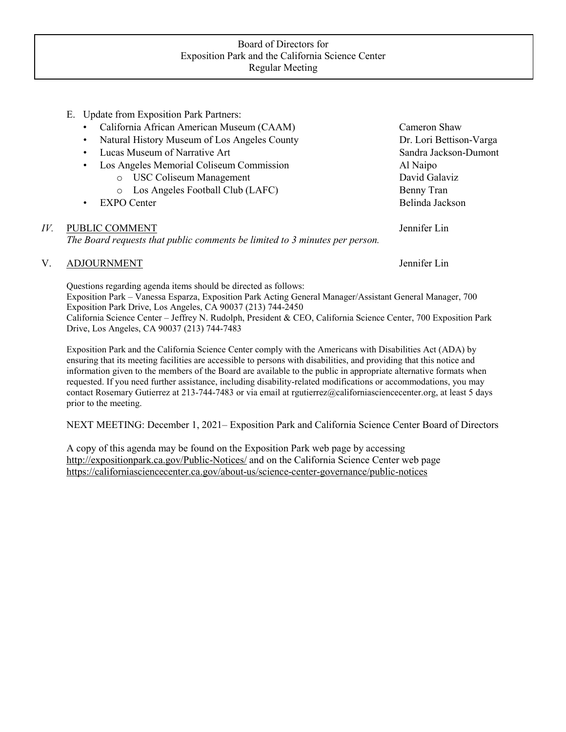Board of Directors for
Exposition Park and the California Science Center
Regular Meeting

E. Update from Exposition Park Partners:

| | |
|---|---|
| • California African American Museum (CAAM) | Cameron Shaw |
| • Natural History Museum of Los Angeles County | Dr. Lori Bettison-Varga |
| • Lucas Museum of Narrative Art | Sandra Jackson-Dumont |
| • Los Angeles Memorial Coliseum Commission | Al Naipo |
| o USC Coliseum Management | David Galaviz |
| o Los Angeles Football Club (LAFC) | Benny Tran |
| • EXPO Center | Belinda Jackson |

*IV.* PUBLIC COMMENT — Jennifer Lin

*The Board requests that public comments be limited to 3 minutes per person.*

V. ADJOURNMENT — Jennifer Lin

Questions regarding agenda items should be directed as follows:
Exposition Park – Vanessa Esparza, Exposition Park Acting General Manager/Assistant General Manager, 700 Exposition Park Drive, Los Angeles, CA 90037 (213) 744-2450
California Science Center – Jeffrey N. Rudolph, President & CEO, California Science Center, 700 Exposition Park Drive, Los Angeles, CA 90037 (213) 744-7483

Exposition Park and the California Science Center comply with the Americans with Disabilities Act (ADA) by ensuring that its meeting facilities are accessible to persons with disabilities, and providing that this notice and information given to the members of the Board are available to the public in appropriate alternative formats when requested. If you need further assistance, including disability-related modifications or accommodations, you may contact Rosemary Gutierrez at 213-744-7483 or via email at rgutierrez@californiasciencecenter.org, at least 5 days prior to the meeting.

NEXT MEETING: December 1, 2021– Exposition Park and California Science Center Board of Directors

A copy of this agenda may be found on the Exposition Park web page by accessing http://expositionpark.ca.gov/Public-Notices/ and on the California Science Center web page https://californiasciencecenter.ca.gov/about-us/science-center-governance/public-notices